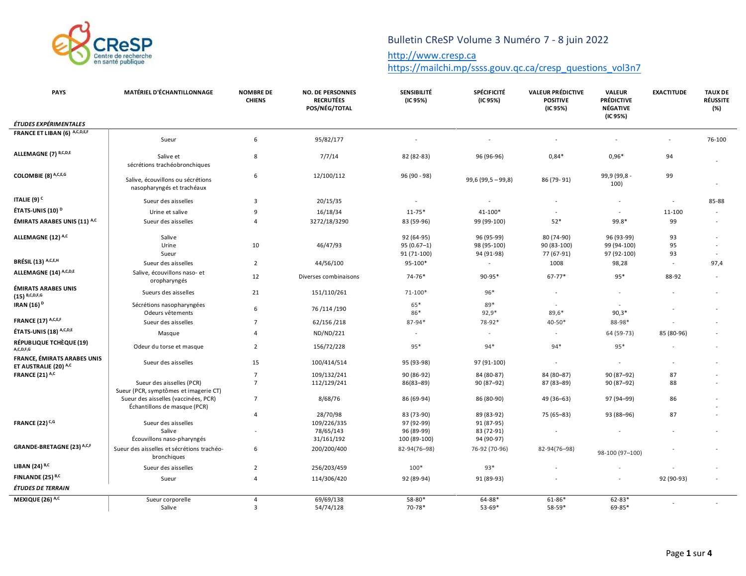Bulletin CReSP Volume 3 Numéro 7 - 8 juin 2022

http://www.cresp.ca
https://mailchi.mp/ssss.gouv.qc.ca/cresp_questions_vol3n7

| PAYS | MATÉRIEL D'ÉCHANTILLONNAGE | NOMBRE DE CHIENS | NO. DE PERSONNES RECRUTÉES POS/NÉG/TOTAL | SENSIBILITÉ (IC 95%) | SPÉCIFICITÉ (IC 95%) | VALEUR PRÉDICTIVE POSITIVE (IC 95%) | VALEUR PRÉDICTIVE NÉGATIVE (IC 95%) | EXACTITUDE | TAUX DE RÉUSSITE (%) |
|---|---|---|---|---|---|---|---|---|---|
| ***ÉTUDES EXPÉRIMENTALES*** | | | | | | | | | |
| **FRANCE ET LIBAN (6)** [A,C,D,E,F] | Sueur | 6 | 95/82/177 | - | - | - | - | - | 76-100 |
| **ALLEMAGNE (7)** [B,C,D,E] | Salive et sécrétions trachéobronchiques | 8 | 7/7/14 | 82 (82-83) | 96 (96-96) | 0,84* | 0,96* | 94 | - |
| **COLOMBIE (8)** [A,C,E,G] | Salive, écouvillons ou sécrétions nasopharyngés et trachéaux | 6 | 12/100/112 | 96 (90 - 98) | 99,6 (99,5 – 99,8) | 86 (79- 91) | 99,9 (99,8 - 100) | 99 | - |
| **ITALIE (9)** [C] | Sueur des aisselles | 3 | 20/15/35 | - | - | - | - | - | 85-88 |
| **ÉTATS-UNIS (10)** [D] | Urine et salive | 9 | 16/18/34 | 11-75* | 41-100* | - | - | 11-100 | - |
| **ÉMIRATS ARABES UNIS (11)** [A,C] | Sueur des aisselles | 4 | 3272/18/3290 | 83 (59-96) | 99 (99-100) | 52* | 99.8* | 99 | - |
| **ALLEMAGNE (12)** [A,C] | Salive | 10 | 46/47/93 | 92 (64-95) | 96 (95-99) | 80 (74-90) | 96 (93-99) | 93 | - |
| | Urine | | | 95 (0.67–1) | 98 (95-100) | 90 (83-100) | 99 (94-100) | 95 | - |
| | Sueur | | | 91 (71-100) | 94 (91-98) | 77 (67-91) | 97 (92-100) | 93 | - |
| **BRÉSIL (13)** [A,C,E,H] | Sueur des aisselles | 2 | 44/56/100 | 95-100* | - | 1008 | 98,28 | - | 97,4 |
| **ALLEMAGNE (14)** [A,C,D,E] | Salive, écouvillons naso- et oropharyngés | 12 | Diverses combinaisons | 74-76* | 90-95* | 67-77* | 95* | 88-92 | - |
| **ÉMIRATS ARABES UNIS (15)** [B,C,D,F,G] | Sueurs des aisselles | 21 | 151/110/261 | 71-100* | 96* | - | - | - | - |
| **IRAN (16)** [D] | Sécrétions nasopharyngées | 6 | 76 /114 /190 | 65* | 89* | - | - | - | - |
| | Odeurs vêtements | | | 86* | 92,9* | 89,6* | 90,3* | | |
| **FRANCE (17)** [A,C,E,F] | Sueur des aisselles | 7 | 62/156 /218 | 87-94* | 78-92* | 40-50* | 88-98* | - | - |
| **ÉTATS-UNIS (18)** [A,C,D,E] | Masque | 4 | ND/ND/221 | - | - | - | 64 (59-73) | 85 (80-96) | - |
| **RÉPUBLIQUE TCHÈQUE (19)** [A,C,D,F,G] | Odeur du torse et masque | 2 | 156/72/228 | 95* | 94* | 94* | 95* | - | - |
| **FRANCE, ÉMIRATS ARABES UNIS ET AUSTRALIE (20)** [A,C] | Sueur des aisselles | 15 | 100/414/514 | 95 (93-98) | 97 (91-100) | - | - | - | - |
| **FRANCE (21)** [A,C] | Sueur des aisselles (PCR) | 7 | 109/132/241 | 90 (86-92) | 84 (80-87) | 84 (80–87) | 90 (87–92) | 87 | - |
| | Sueur (PCR, symptômes et imagerie CT) | 7 | 112/129/241 | 86(83–89) | 90 (87–92) | 87 (83–89) | 90 (87–92) | 88 | - |
| | Sueur des aisselles (vaccinées, PCR) | 7 | 8/68/76 | 86 (69-94) | 86 (80-90) | 49 (36–63) | 97 (94–99) | 86 | - |
| | Échantillons de masque (PCR) | 4 | 28/70/98 | 83 (73-90) | 89 (83-92) | 75 (65–83) | 93 (88–96) | 87 | - |
| **FRANCE (22)** [C,G] | Sueur des aisselles | - | 109/226/335 | 97 (92-99) | 91 (87-95) | - | - | - | - |
| | Salive | | 78/65/143 | 96 (89-99) | 83 (72-91) | | | | |
| | Écouvillons naso-pharyngés | | 31/161/192 | 100 (89-100) | 94 (90-97) | | | | |
| **GRANDE-BRETAGNE (23)** [A,C,F] | Sueur des aisselles et sécrétions trachéo-bronchiques | 6 | 200/200/400 | 82-94(76–98) | 76-92 (70-96) | 82-94(76–98) | 98-100 (97–100) | - | - |
| **LIBAN (24)** [B,C] | Sueur des aisselles | 2 | 256/203/459 | 100* | 93* | - | - | - | - |
| **FINLANDE (25)** [B,C] | Sueur | 4 | 114/306/420 | 92 (89-94) | 91 (89-93) | - | - | 92 (90-93) | - |
| ***ÉTUDES DE TERRAIN*** | | | | | | | | | |
| **MEXIQUE (26)** [A,C] | Sueur corporelle | 4 | 69/69/138 | 58-80* | 64-88* | 61-86* | 62-83* | - | - |
| | Salive | 3 | 54/74/128 | 70-78* | 53-69* | 58-59* | 69-85* | | |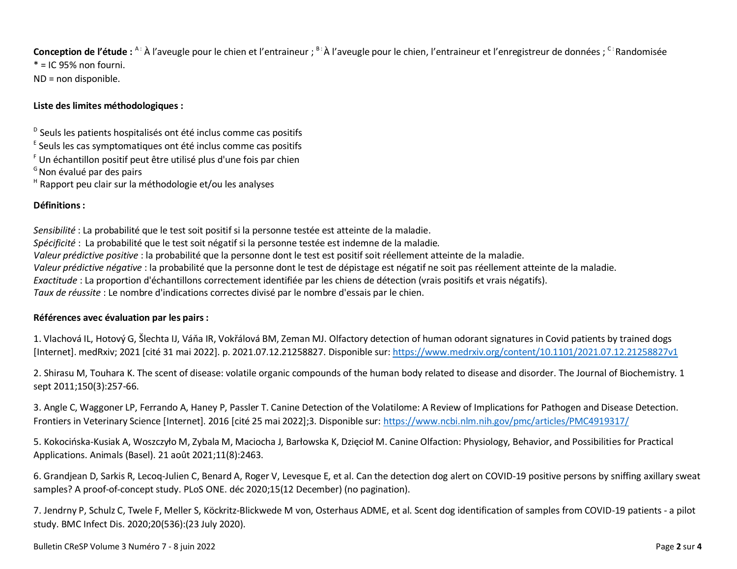**Conception de l'étude :** [A :] À l'aveugle pour le chien et l'entraineur ; [B :] À l'aveugle pour le chien, l'entraineur et l'enregistreur de données ; [C :] Randomisée
* = IC 95% non fourni.
ND = non disponible.

**Liste des limites méthodologiques :**

[D] Seuls les patients hospitalisés ont été inclus comme cas positifs
[E] Seuls les cas symptomatiques ont été inclus comme cas positifs
[F] Un échantillon positif peut être utilisé plus d'une fois par chien
[G] Non évalué par des pairs
[H] Rapport peu clair sur la méthodologie et/ou les analyses

**Définitions :**

*Sensibilité* : La probabilité que le test soit positif si la personne testée est atteinte de la maladie.
*Spécificité* : La probabilité que le test soit négatif si la personne testée est indemne de la maladie.
*Valeur prédictive positive* : la probabilité que la personne dont le test est positif soit réellement atteinte de la maladie.
*Valeur prédictive négative* : la probabilité que la personne dont le test de dépistage est négatif ne soit pas réellement atteinte de la maladie.
*Exactitude* : La proportion d'échantillons correctement identifiée par les chiens de détection (vrais positifs et vrais négatifs).
*Taux de réussite* : Le nombre d'indications correctes divisé par le nombre d'essais par le chien.

**Références avec évaluation par les pairs :**

1. Vlachová IL, Hotový G, Šlechta IJ, Váňa IR, Vokřálová BM, Zeman MJ. Olfactory detection of human odorant signatures in Covid patients by trained dogs [Internet]. medRxiv; 2021 [cité 31 mai 2022]. p. 2021.07.12.21258827. Disponible sur: https://www.medrxiv.org/content/10.1101/2021.07.12.21258827v1

2. Shirasu M, Touhara K. The scent of disease: volatile organic compounds of the human body related to disease and disorder. The Journal of Biochemistry. 1 sept 2011;150(3):257-66.

3. Angle C, Waggoner LP, Ferrando A, Haney P, Passler T. Canine Detection of the Volatilome: A Review of Implications for Pathogen and Disease Detection. Frontiers in Veterinary Science [Internet]. 2016 [cité 25 mai 2022];3. Disponible sur: https://www.ncbi.nlm.nih.gov/pmc/articles/PMC4919317/

5. Kokocińska-Kusiak A, Woszczyło M, Zybala M, Maciocha J, Barłowska K, Dzięcioł M. Canine Olfaction: Physiology, Behavior, and Possibilities for Practical Applications. Animals (Basel). 21 août 2021;11(8):2463.

6. Grandjean D, Sarkis R, Lecoq-Julien C, Benard A, Roger V, Levesque E, et al. Can the detection dog alert on COVID-19 positive persons by sniffing axillary sweat samples? A proof-of-concept study. PLoS ONE. déc 2020;15(12 December) (no pagination).

7. Jendrny P, Schulz C, Twele F, Meller S, Köckritz-Blickwede M von, Osterhaus ADME, et al. Scent dog identification of samples from COVID-19 patients - a pilot study. BMC Infect Dis. 2020;20(536):(23 July 2020).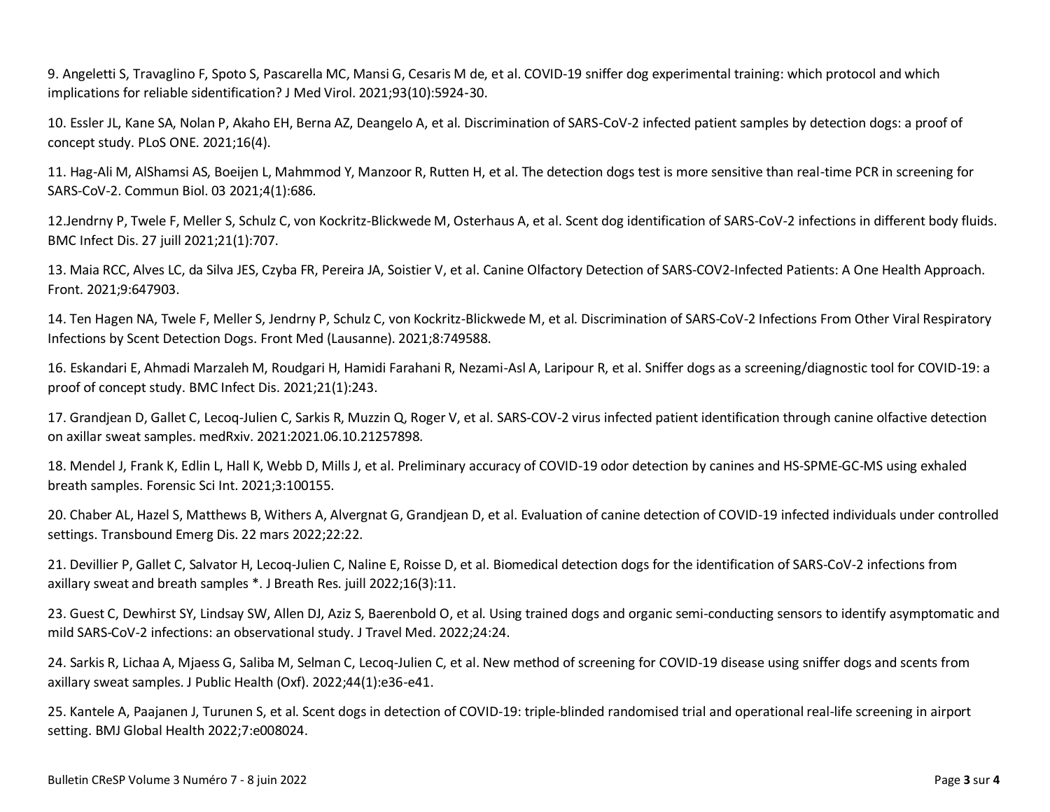9. Angeletti S, Travaglino F, Spoto S, Pascarella MC, Mansi G, Cesaris M de, et al. COVID-19 sniffer dog experimental training: which protocol and which implications for reliable sidentification? J Med Virol. 2021;93(10):5924-30.

10. Essler JL, Kane SA, Nolan P, Akaho EH, Berna AZ, Deangelo A, et al. Discrimination of SARS-CoV-2 infected patient samples by detection dogs: a proof of concept study. PLoS ONE. 2021;16(4).

11. Hag-Ali M, AlShamsi AS, Boeijen L, Mahmmod Y, Manzoor R, Rutten H, et al. The detection dogs test is more sensitive than real-time PCR in screening for SARS-CoV-2. Commun Biol. 03 2021;4(1):686.

12.Jendrny P, Twele F, Meller S, Schulz C, von Kockritz-Blickwede M, Osterhaus A, et al. Scent dog identification of SARS-CoV-2 infections in different body fluids. BMC Infect Dis. 27 juill 2021;21(1):707.

13. Maia RCC, Alves LC, da Silva JES, Czyba FR, Pereira JA, Soistier V, et al. Canine Olfactory Detection of SARS-COV2-Infected Patients: A One Health Approach. Front. 2021;9:647903.

14. Ten Hagen NA, Twele F, Meller S, Jendrny P, Schulz C, von Kockritz-Blickwede M, et al. Discrimination of SARS-CoV-2 Infections From Other Viral Respiratory Infections by Scent Detection Dogs. Front Med (Lausanne). 2021;8:749588.

16. Eskandari E, Ahmadi Marzaleh M, Roudgari H, Hamidi Farahani R, Nezami-Asl A, Laripour R, et al. Sniffer dogs as a screening/diagnostic tool for COVID-19: a proof of concept study. BMC Infect Dis. 2021;21(1):243.

17. Grandjean D, Gallet C, Lecoq-Julien C, Sarkis R, Muzzin Q, Roger V, et al. SARS-COV-2 virus infected patient identification through canine olfactive detection on axillar sweat samples. medRxiv. 2021:2021.06.10.21257898.

18. Mendel J, Frank K, Edlin L, Hall K, Webb D, Mills J, et al. Preliminary accuracy of COVID-19 odor detection by canines and HS-SPME-GC-MS using exhaled breath samples. Forensic Sci Int. 2021;3:100155.

20. Chaber AL, Hazel S, Matthews B, Withers A, Alvergnat G, Grandjean D, et al. Evaluation of canine detection of COVID-19 infected individuals under controlled settings. Transbound Emerg Dis. 22 mars 2022;22:22.

21. Devillier P, Gallet C, Salvator H, Lecoq-Julien C, Naline E, Roisse D, et al. Biomedical detection dogs for the identification of SARS-CoV-2 infections from axillary sweat and breath samples *. J Breath Res. juill 2022;16(3):11.

23. Guest C, Dewhirst SY, Lindsay SW, Allen DJ, Aziz S, Baerenbold O, et al. Using trained dogs and organic semi-conducting sensors to identify asymptomatic and mild SARS-CoV-2 infections: an observational study. J Travel Med. 2022;24:24.

24. Sarkis R, Lichaa A, Mjaess G, Saliba M, Selman C, Lecoq-Julien C, et al. New method of screening for COVID-19 disease using sniffer dogs and scents from axillary sweat samples. J Public Health (Oxf). 2022;44(1):e36-e41.

25. Kantele A, Paajanen J, Turunen S, et al. Scent dogs in detection of COVID-19: triple-blinded randomised trial and operational real-life screening in airport setting. BMJ Global Health 2022;7:e008024.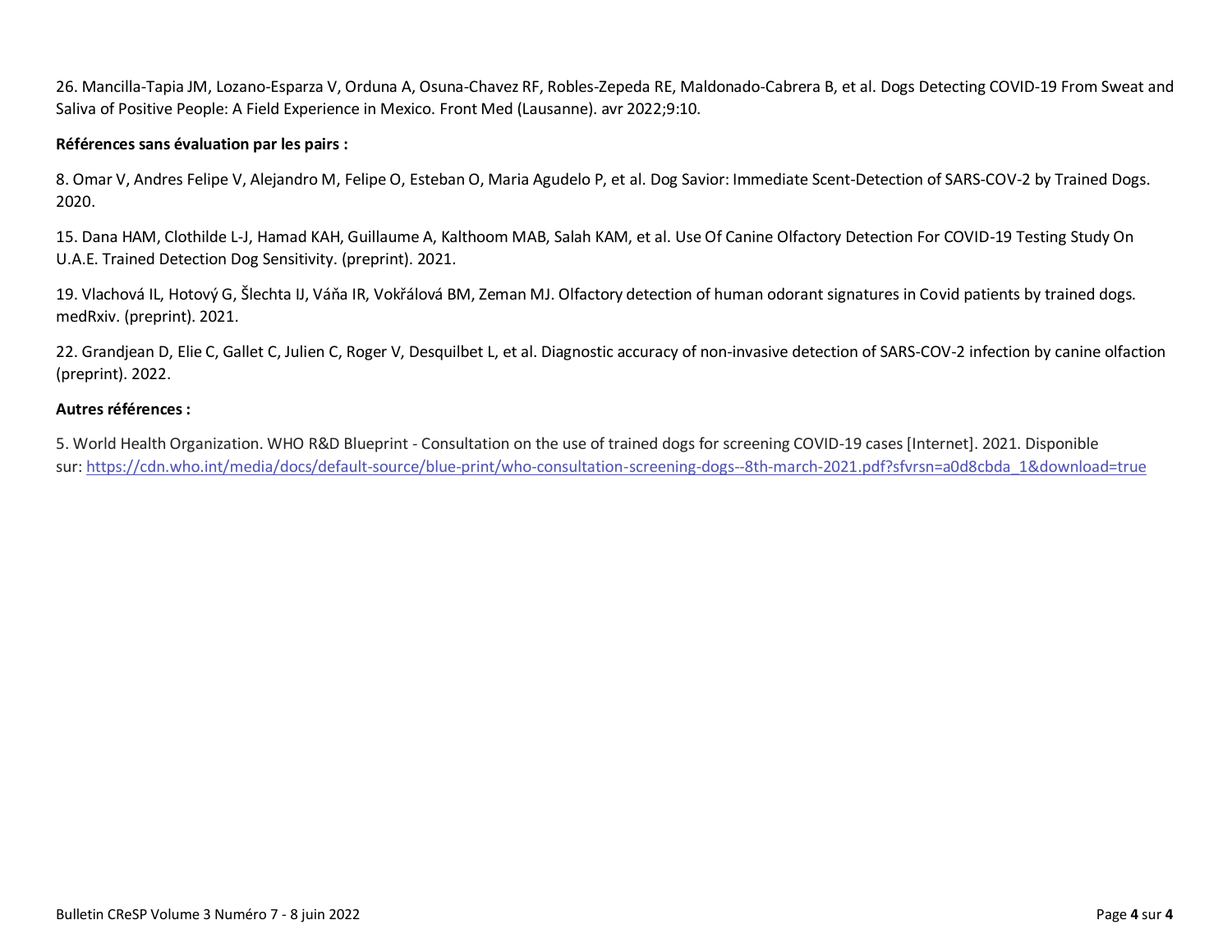26. Mancilla-Tapia JM, Lozano-Esparza V, Orduna A, Osuna-Chavez RF, Robles-Zepeda RE, Maldonado-Cabrera B, et al. Dogs Detecting COVID-19 From Sweat and Saliva of Positive People: A Field Experience in Mexico. Front Med (Lausanne). avr 2022;9:10.

**Références sans évaluation par les pairs :**

8. Omar V, Andres Felipe V, Alejandro M, Felipe O, Esteban O, Maria Agudelo P, et al. Dog Savior: Immediate Scent-Detection of SARS-COV-2 by Trained Dogs. 2020.

15. Dana HAM, Clothilde L-J, Hamad KAH, Guillaume A, Kalthoom MAB, Salah KAM, et al. Use Of Canine Olfactory Detection For COVID-19 Testing Study On U.A.E. Trained Detection Dog Sensitivity. (preprint). 2021.

19. Vlachová IL, Hotový G, Šlechta IJ, Váňa IR, Vokřálová BM, Zeman MJ. Olfactory detection of human odorant signatures in Covid patients by trained dogs. medRxiv. (preprint). 2021.

22. Grandjean D, Elie C, Gallet C, Julien C, Roger V, Desquilbet L, et al. Diagnostic accuracy of non-invasive detection of SARS-COV-2 infection by canine olfaction (preprint). 2022.

**Autres références :**

5. World Health Organization. WHO R&D Blueprint - Consultation on the use of trained dogs for screening COVID-19 cases [Internet]. 2021. Disponible sur: https://cdn.who.int/media/docs/default-source/blue-print/who-consultation-screening-dogs--8th-march-2021.pdf?sfvrsn=a0d8cbda_1&download=true